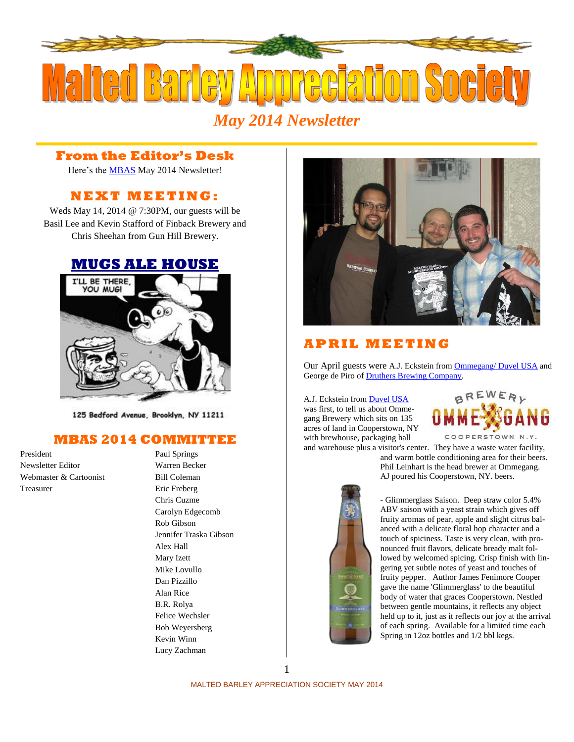# Malted Barley Appreciation Society

*May 2014 Newsletter*

## From the Editor's Desk

Here's the MBAS May 2014 Newsletter!

## NEXT MEETING:

Weds May 14, 2014 @ 7:30PM, our guests will be Basil Lee and Kevin Stafford of Finback Brewery and Chris Sheehan from Gun Hill Brewery.

## MUGS ALE HOUSE

I'LL BE THERE, YOU MUG!

125 Bedford Avenue, Brooklyn, NY 11211

## MBAS 2014 COMMITTEE

| | |
|---|---|
| President | Paul Springs |
| Newsletter Editor | Warren Becker |
| Webmaster & Cartoonist | Bill Coleman |
| Treasurer | Eric Freberg |
| | Chris Cuzme |
| | Carolyn Edgecomb |
| | Rob Gibson |
| | Jennifer Traska Gibson |
| | Alex Hall |
| | Mary Izett |
| | Mike Lovullo |
| | Dan Pizzillo |
| | Alan Rice |
| | B.R. Rolya |
| | Felice Wechsler |
| | Bob Weyersberg |
| | Kevin Winn |
| | Lucy Zachman |

## APRIL MEETING

Our April guests were A.J. Eckstein from Ommegang/ Duvel USA and George de Piro of Druthers Brewing Company.

A.J. Eckstein from Duvel USA was first, to tell us about Ommegang Brewery which sits on 135 acres of land in Cooperstown, NY with brewhouse, packaging hall and warehouse plus a visitor's center. They have a waste water facility, and warm bottle conditioning area for their beers. Phil Leinhart is the head brewer at Ommegang. AJ poured his Cooperstown, NY. beers.

- Glimmerglass Saison. Deep straw color 5.4% ABV saison with a yeast strain which gives off fruity aromas of pear, apple and slight citrus balanced with a delicate floral hop character and a touch of spiciness. Taste is very clean, with pronounced fruit flavors, delicate bready malt followed by welcomed spicing. Crisp finish with lingering yet subtle notes of yeast and touches of fruity pepper. Author James Fenimore Cooper gave the name 'Glimmerglass' to the beautiful body of water that graces Cooperstown. Nestled between gentle mountains, it reflects any object held up to it, just as it reflects our joy at the arrival of each spring. Available for a limited time each Spring in 12oz bottles and 1/2 bbl kegs.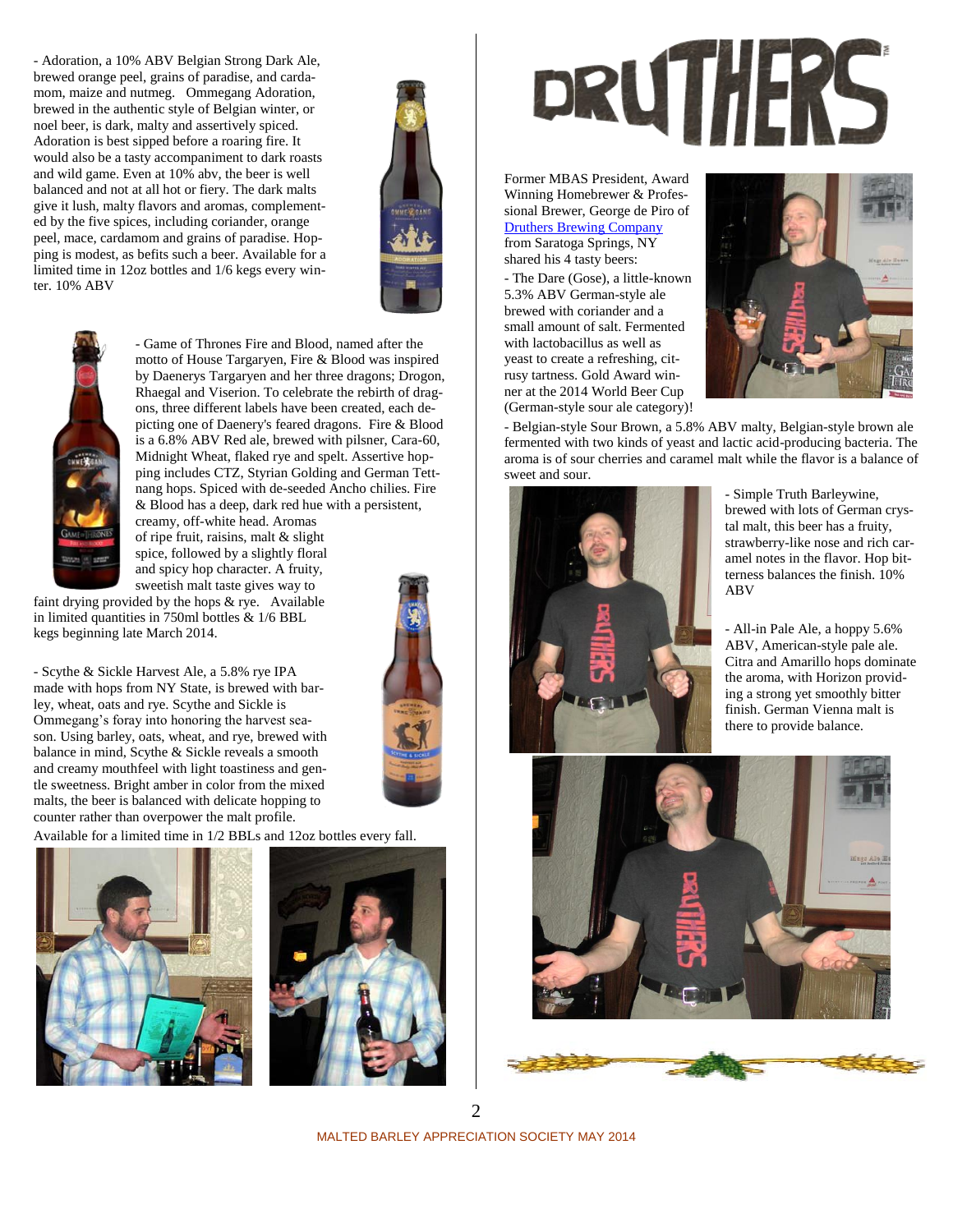- Adoration, a 10% ABV Belgian Strong Dark Ale, brewed orange peel, grains of paradise, and cardamom, maize and nutmeg. Ommegang Adoration, brewed in the authentic style of Belgian winter, or noel beer, is dark, malty and assertively spiced. Adoration is best sipped before a roaring fire. It would also be a tasty accompaniment to dark roasts and wild game. Even at 10% abv, the beer is well balanced and not at all hot or fiery. The dark malts give it lush, malty flavors and aromas, complemented by the five spices, including coriander, orange peel, mace, cardamom and grains of paradise. Hopping is modest, as befits such a beer. Available for a limited time in 12oz bottles and 1/6 kegs every winter. 10% ABV

- Game of Thrones Fire and Blood, named after the motto of House Targaryen, Fire & Blood was inspired by Daenerys Targaryen and her three dragons; Drogon, Rhaegal and Viserion. To celebrate the rebirth of dragons, three different labels have been created, each depicting one of Daenery's feared dragons. Fire & Blood is a 6.8% ABV Red ale, brewed with pilsner, Cara-60, Midnight Wheat, flaked rye and spelt. Assertive hopping includes CTZ, Styrian Golding and German Tettnang hops. Spiced with de-seeded Ancho chilies. Fire & Blood has a deep, dark red hue with a persistent, creamy, off-white head. Aromas of ripe fruit, raisins, malt & slight spice, followed by a slightly floral and spicy hop character. A fruity, sweetish malt taste gives way to faint drying provided by the hops & rye. Available in limited quantities in 750ml bottles & 1/6 BBL kegs beginning late March 2014.

- Scythe & Sickle Harvest Ale, a 5.8% rye IPA made with hops from NY State, is brewed with barley, wheat, oats and rye. Scythe and Sickle is Ommegang's foray into honoring the harvest season. Using barley, oats, wheat, and rye, brewed with balance in mind, Scythe & Sickle reveals a smooth and creamy mouthfeel with light toastiness and gentle sweetness. Bright amber in color from the mixed malts, the beer is balanced with delicate hopping to counter rather than overpower the malt profile. Available for a limited time in 1/2 BBLs and 12oz bottles every fall.

# DRUTHERS

Former MBAS President, Award Winning Homebrewer & Professional Brewer, George de Piro of [Druthers Brewing Company] from Saratoga Springs, NY shared his 4 tasty beers:

- The Dare (Gose), a little-known 5.3% ABV German-style ale brewed with coriander and a small amount of salt. Fermented with lactobacillus as well as yeast to create a refreshing, citrusy tartness. Gold Award winner at the 2014 World Beer Cup (German-style sour ale category)!

- Belgian-style Sour Brown, a 5.8% ABV malty, Belgian-style brown ale fermented with two kinds of yeast and lactic acid-producing bacteria. The aroma is of sour cherries and caramel malt while the flavor is a balance of sweet and sour.

- Simple Truth Barleywine, brewed with lots of German crystal malt, this beer has a fruity, strawberry-like nose and rich caramel notes in the flavor. Hop bitterness balances the finish. 10% ABV

- All-in Pale Ale, a hoppy 5.6% ABV, American-style pale ale. Citra and Amarillo hops dominate the aroma, with Horizon providing a strong yet smoothly bitter finish. German Vienna malt is there to provide balance.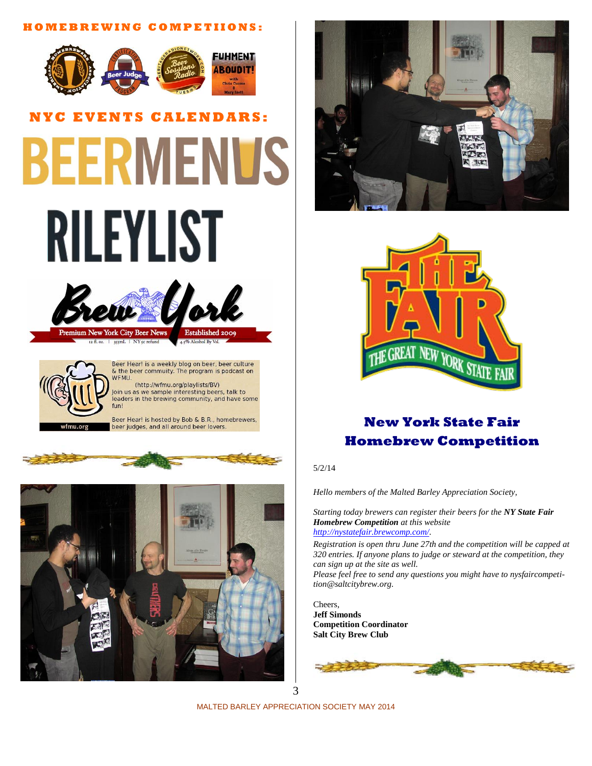## HOMEBREWING COMPETIIONS:

## NYC EVENTS CALENDARS:

BEERMENUS

RILEYLIST

Beer Hear! is a weekly blog on beer, beer culture & the beer community. The program is podcast on WFMU.
(http://wfmu.org/playlists/BV)
Join us as we sample interesting beers, talk to leaders in the brewing community, and have some fun!

Beer Hear! is hosted by Bob & B.R., homebrewers, beer judges, and all around beer lovers.

## New York State Fair Homebrew Competition

5/2/14

*Hello members of the Malted Barley Appreciation Society,*

*Starting today brewers can register their beers for the* ***NY State Fair Homebrew Competition*** *at this website* *http://nystatefair.brewcomp.com/.*

*Registration is open thru June 27th and the competition will be capped at 320 entries. If anyone plans to judge or steward at the competition, they can sign up at the site as well.*

*Please feel free to send any questions you might have to nysfaircompetition@saltcitybrew.org.*

Cheers,
**Jeff Simonds**
**Competition Coordinator**
**Salt City Brew Club**